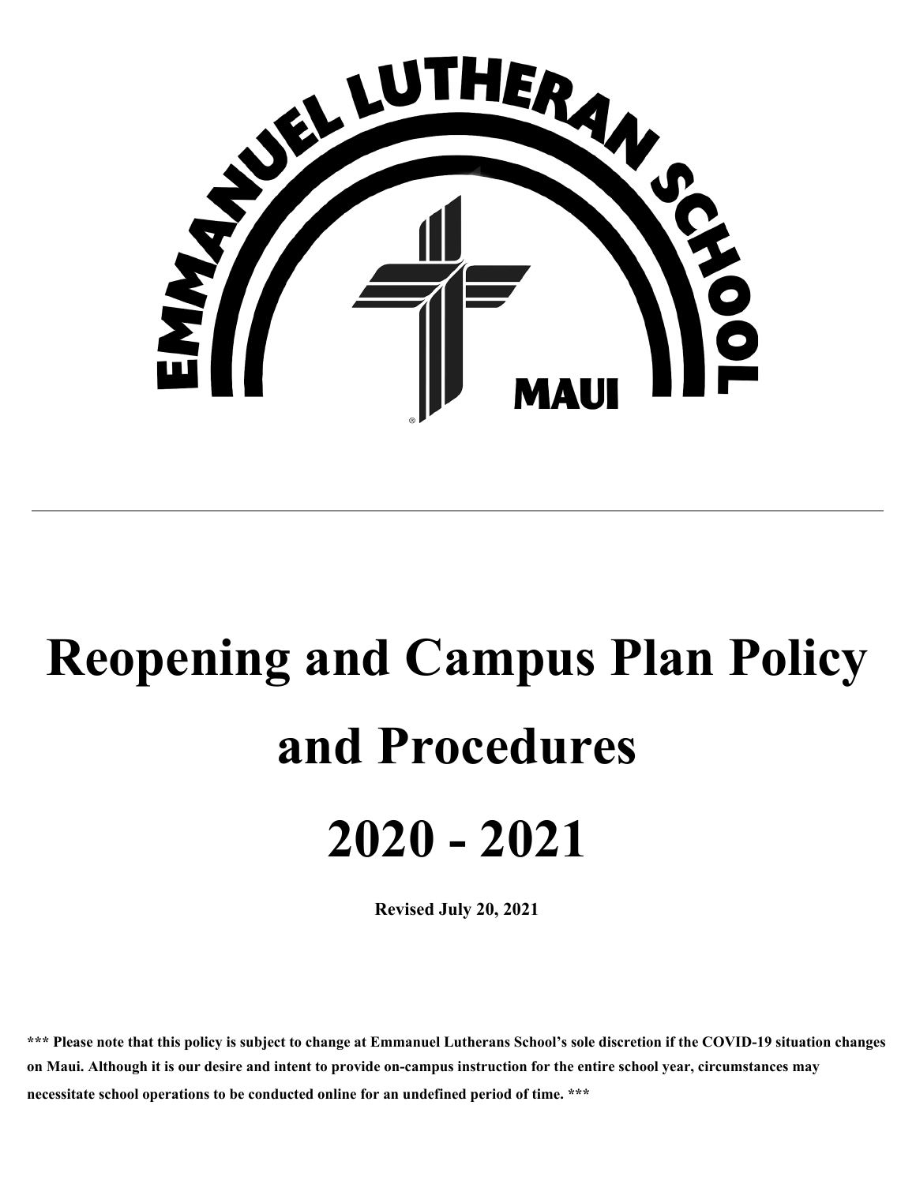EMMANUEL LUTHERAN SCHOOL

MAUI

# Reopening and Campus Plan Policy and Procedures

# 2020 - 2021

**Revised July 20, 2021**

**\*\*\* Please note that this policy is subject to change at Emmanuel Lutherans School's sole discretion if the COVID-19 situation changes on Maui. Although it is our desire and intent to provide on-campus instruction for the entire school year, circumstances may necessitate school operations to be conducted online for an undefined period of time. \*\*\***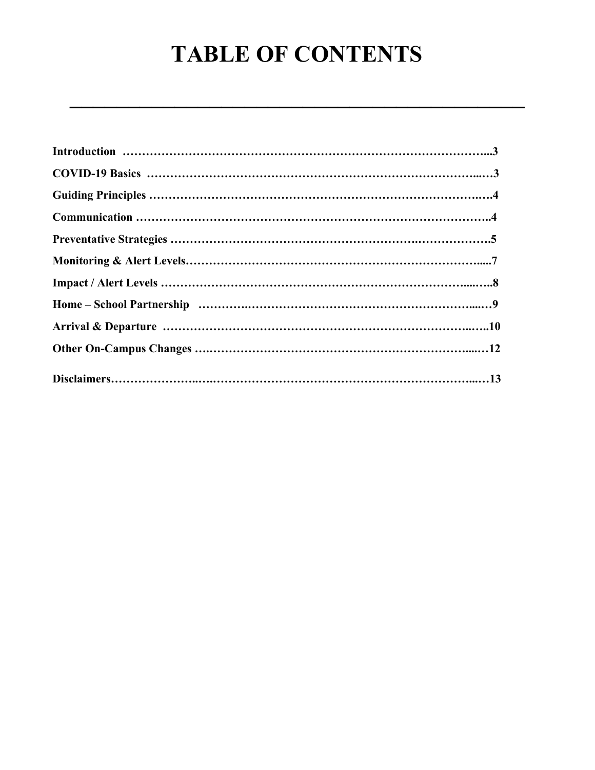# TABLE OF CONTENTS

---

**Introduction ……………………………………………………………………………...3**

**COVID-19 Basics ……………………………………………………………………...…3**

**Guiding Principles ……………………………………………………………………..…4**

**Communication ……………………………………………………………………………..4**

**Preventative Strategies …………………………………………………….……………….5**

**Monitoring & Alert Levels………………………………………………………………….....7**

**Impact / Alert Levels ……………………………………………………………….....…..8**

**Home – School Partnership ………….………………………………………………...…9**

**Arrival & Departure ……………………………………………………………….…..10**

**Other On-Campus Changes ….……………………………………………………….....…12**

**Disclaimers………………….….……………………………………………………...…13**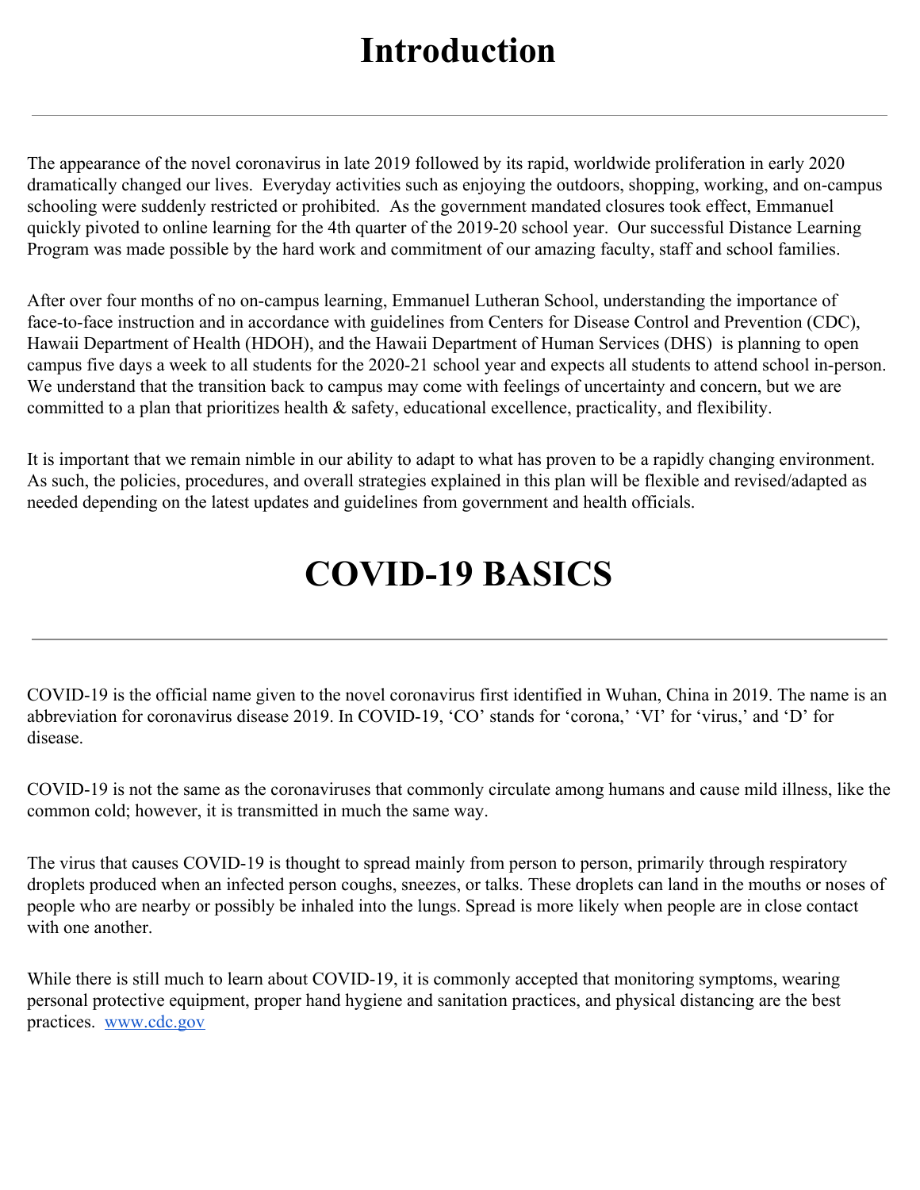# Introduction

---

The appearance of the novel coronavirus in late 2019 followed by its rapid, worldwide proliferation in early 2020 dramatically changed our lives. Everyday activities such as enjoying the outdoors, shopping, working, and on-campus schooling were suddenly restricted or prohibited. As the government mandated closures took effect, Emmanuel quickly pivoted to online learning for the 4th quarter of the 2019-20 school year. Our successful Distance Learning Program was made possible by the hard work and commitment of our amazing faculty, staff and school families.

After over four months of no on-campus learning, Emmanuel Lutheran School, understanding the importance of face-to-face instruction and in accordance with guidelines from Centers for Disease Control and Prevention (CDC), Hawaii Department of Health (HDOH), and the Hawaii Department of Human Services (DHS) is planning to open campus five days a week to all students for the 2020-21 school year and expects all students to attend school in-person. We understand that the transition back to campus may come with feelings of uncertainty and concern, but we are committed to a plan that prioritizes health & safety, educational excellence, practicality, and flexibility.

It is important that we remain nimble in our ability to adapt to what has proven to be a rapidly changing environment. As such, the policies, procedures, and overall strategies explained in this plan will be flexible and revised/adapted as needed depending on the latest updates and guidelines from government and health officials.

# COVID-19 BASICS

---

COVID-19 is the official name given to the novel coronavirus first identified in Wuhan, China in 2019. The name is an abbreviation for coronavirus disease 2019. In COVID-19, 'CO' stands for 'corona,' 'VI' for 'virus,' and 'D' for disease.

COVID-19 is not the same as the coronaviruses that commonly circulate among humans and cause mild illness, like the common cold; however, it is transmitted in much the same way.

The virus that causes COVID-19 is thought to spread mainly from person to person, primarily through respiratory droplets produced when an infected person coughs, sneezes, or talks. These droplets can land in the mouths or noses of people who are nearby or possibly be inhaled into the lungs. Spread is more likely when people are in close contact with one another.

While there is still much to learn about COVID-19, it is commonly accepted that monitoring symptoms, wearing personal protective equipment, proper hand hygiene and sanitation practices, and physical distancing are the best practices. [www.cdc.gov](http://www.cdc.gov)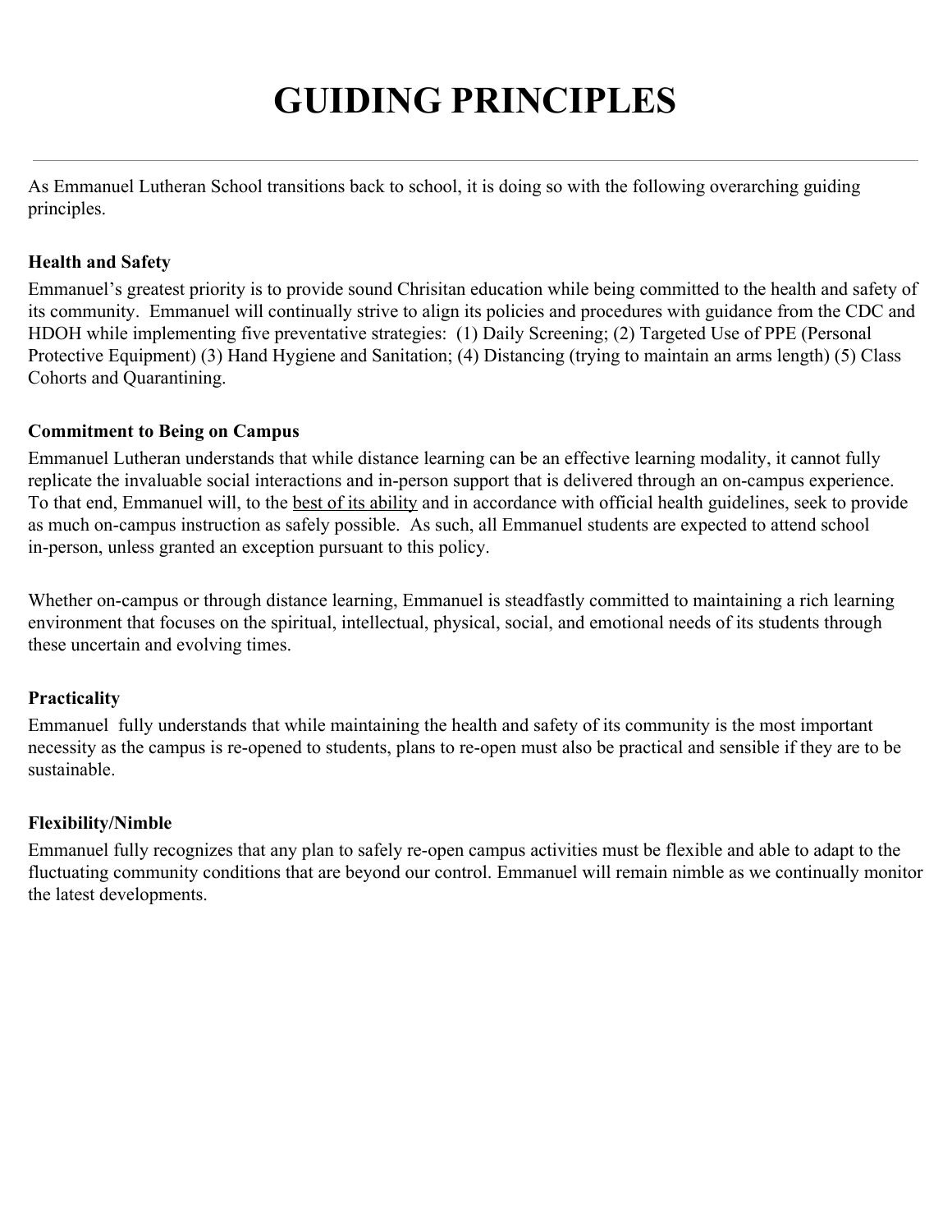# GUIDING PRINCIPLES

---

As Emmanuel Lutheran School transitions back to school, it is doing so with the following overarching guiding principles.

**Health and Safety**

Emmanuel's greatest priority is to provide sound Chrisitan education while being committed to the health and safety of its community.  Emmanuel will continually strive to align its policies and procedures with guidance from the CDC and HDOH while implementing five preventative strategies:  (1) Daily Screening; (2) Targeted Use of PPE (Personal Protective Equipment) (3) Hand Hygiene and Sanitation; (4) Distancing (trying to maintain an arms length) (5) Class Cohorts and Quarantining.

**Commitment to Being on Campus**

Emmanuel Lutheran understands that while distance learning can be an effective learning modality, it cannot fully replicate the invaluable social interactions and in-person support that is delivered through an on-campus experience. To that end, Emmanuel will, to the <u>best of its ability</u> and in accordance with official health guidelines, seek to provide as much on-campus instruction as safely possible.  As such, all Emmanuel students are expected to attend school in-person, unless granted an exception pursuant to this policy.

Whether on-campus or through distance learning, Emmanuel is steadfastly committed to maintaining a rich learning environment that focuses on the spiritual, intellectual, physical, social, and emotional needs of its students through these uncertain and evolving times.

**Practicality**

Emmanuel fully understands that while maintaining the health and safety of its community is the most important necessity as the campus is re-opened to students, plans to re-open must also be practical and sensible if they are to be sustainable.

**Flexibility/Nimble**

Emmanuel fully recognizes that any plan to safely re-open campus activities must be flexible and able to adapt to the fluctuating community conditions that are beyond our control. Emmanuel will remain nimble as we continually monitor the latest developments.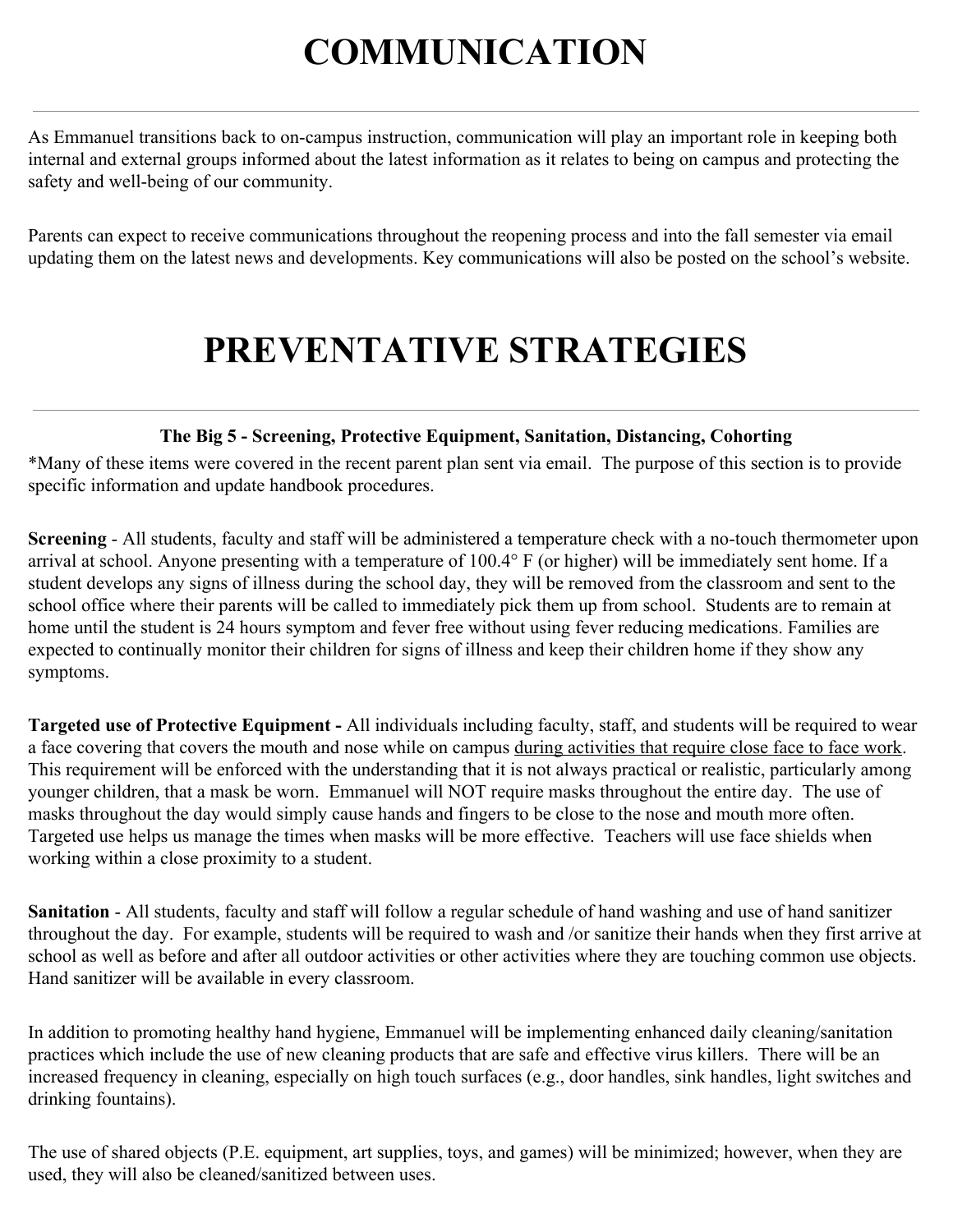# COMMUNICATION

---

As Emmanuel transitions back to on-campus instruction, communication will play an important role in keeping both internal and external groups informed about the latest information as it relates to being on campus and protecting the safety and well-being of our community.

Parents can expect to receive communications throughout the reopening process and into the fall semester via email updating them on the latest news and developments. Key communications will also be posted on the school's website.

# PREVENTATIVE STRATEGIES

---

**The Big 5 - Screening, Protective Equipment, Sanitation, Distancing, Cohorting**

*Many of these items were covered in the recent parent plan sent via email. The purpose of this section is to provide specific information and update handbook procedures.

**Screening** - All students, faculty and staff will be administered a temperature check with a no-touch thermometer upon arrival at school. Anyone presenting with a temperature of 100.4° F (or higher) will be immediately sent home. If a student develops any signs of illness during the school day, they will be removed from the classroom and sent to the school office where their parents will be called to immediately pick them up from school. Students are to remain at home until the student is 24 hours symptom and fever free without using fever reducing medications. Families are expected to continually monitor their children for signs of illness and keep their children home if they show any symptoms.

**Targeted use of Protective Equipment -** All individuals including faculty, staff, and students will be required to wear a face covering that covers the mouth and nose while on campus <u>during activities that require close face to face work</u>. This requirement will be enforced with the understanding that it is not always practical or realistic, particularly among younger children, that a mask be worn. Emmanuel will NOT require masks throughout the entire day. The use of masks throughout the day would simply cause hands and fingers to be close to the nose and mouth more often. Targeted use helps us manage the times when masks will be more effective. Teachers will use face shields when working within a close proximity to a student.

**Sanitation** - All students, faculty and staff will follow a regular schedule of hand washing and use of hand sanitizer throughout the day. For example, students will be required to wash and /or sanitize their hands when they first arrive at school as well as before and after all outdoor activities or other activities where they are touching common use objects. Hand sanitizer will be available in every classroom.

In addition to promoting healthy hand hygiene, Emmanuel will be implementing enhanced daily cleaning/sanitation practices which include the use of new cleaning products that are safe and effective virus killers. There will be an increased frequency in cleaning, especially on high touch surfaces (e.g., door handles, sink handles, light switches and drinking fountains).

The use of shared objects (P.E. equipment, art supplies, toys, and games) will be minimized; however, when they are used, they will also be cleaned/sanitized between uses.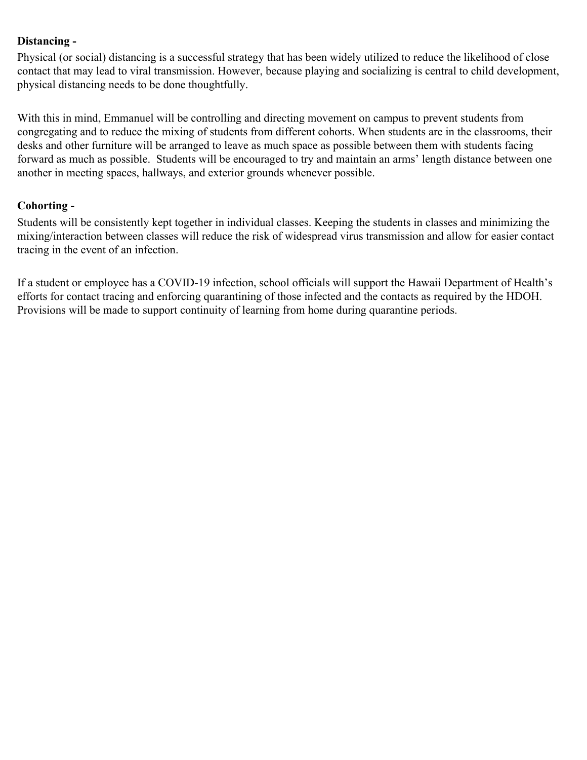**Distancing -**

Physical (or social) distancing is a successful strategy that has been widely utilized to reduce the likelihood of close contact that may lead to viral transmission. However, because playing and socializing is central to child development, physical distancing needs to be done thoughtfully.

With this in mind, Emmanuel will be controlling and directing movement on campus to prevent students from congregating and to reduce the mixing of students from different cohorts. When students are in the classrooms, their desks and other furniture will be arranged to leave as much space as possible between them with students facing forward as much as possible. Students will be encouraged to try and maintain an arms' length distance between one another in meeting spaces, hallways, and exterior grounds whenever possible.

**Cohorting -**

Students will be consistently kept together in individual classes. Keeping the students in classes and minimizing the mixing/interaction between classes will reduce the risk of widespread virus transmission and allow for easier contact tracing in the event of an infection.

If a student or employee has a COVID-19 infection, school officials will support the Hawaii Department of Health's efforts for contact tracing and enforcing quarantining of those infected and the contacts as required by the HDOH. Provisions will be made to support continuity of learning from home during quarantine periods.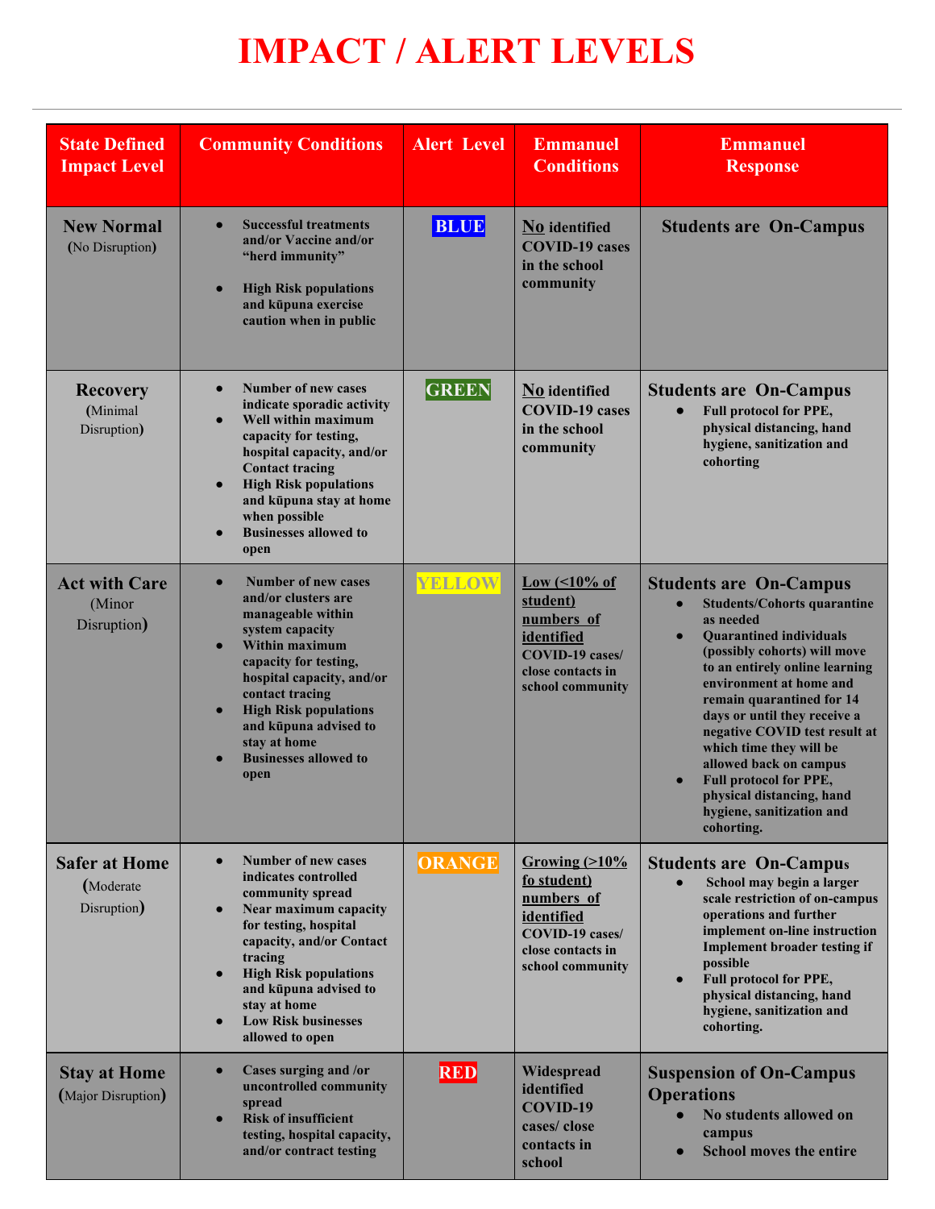# IMPACT / ALERT LEVELS

| State Defined Impact Level | Community Conditions | Alert Level | Emmanuel Conditions | Emmanuel Response |
|---|---|---|---|---|
| **New Normal** (No Disruption) | • **Successful treatments and/or Vaccine and/or "herd immunity"**<br>• **High Risk populations and kūpuna exercise caution when in public** | **BLUE** | **No identified COVID-19 cases in the school community** | **Students are On-Campus** |
| **Recovery** (Minimal Disruption) | • **Number of new cases indicate sporadic activity**<br>• **Well within maximum capacity for testing, hospital capacity, and/or Contact tracing**<br>• **High Risk populations and kūpuna stay at home when possible**<br>• **Businesses allowed to open** | **GREEN** | **No identified COVID-19 cases in the school community** | **Students are On-Campus**<br>• **Full protocol for PPE, physical distancing, hand hygiene, sanitization and cohorting** |
| **Act with Care** (Minor Disruption) | • **Number of new cases and/or clusters are manageable within system capacity**<br>• **Within maximum capacity for testing, hospital capacity, and/or contact tracing**<br>• **High Risk populations and kūpuna advised to stay at home**<br>• **Businesses allowed to open** | **YELLOW** | **Low (<10% of student) numbers of identified COVID-19 cases/ close contacts in school community** | **Students are On-Campus**<br>• **Students/Cohorts quarantine as needed**<br>• **Quarantined individuals (possibly cohorts) will move to an entirely online learning environment at home and remain quarantined for 14 days or until they receive a negative COVID test result at which time they will be allowed back on campus**<br>• **Full protocol for PPE, physical distancing, hand hygiene, sanitization and cohorting.** |
| **Safer at Home** (Moderate Disruption) | • **Number of new cases indicates controlled community spread**<br>• **Near maximum capacity for testing, hospital capacity, and/or Contact tracing**<br>• **High Risk populations and kūpuna advised to stay at home**<br>• **Low Risk businesses allowed to open** | **ORANGE** | **Growing (>10% fo student) numbers of identified COVID-19 cases/ close contacts in school community** | **Students are On-Campus**<br>• **School may begin a larger scale restriction of on-campus operations and further implement on-line instruction Implement broader testing if possible**<br>• **Full protocol for PPE, physical distancing, hand hygiene, sanitization and cohorting.** |
| **Stay at Home** (Major Disruption) | • **Cases surging and /or uncontrolled community spread**<br>• **Risk of insufficient testing, hospital capacity, and/or contract testing** | **RED** | **Widespread identified COVID-19 cases/ close contacts in school** | **Suspension of On-Campus Operations**<br>• **No students allowed on campus**<br>• **School moves the entire** |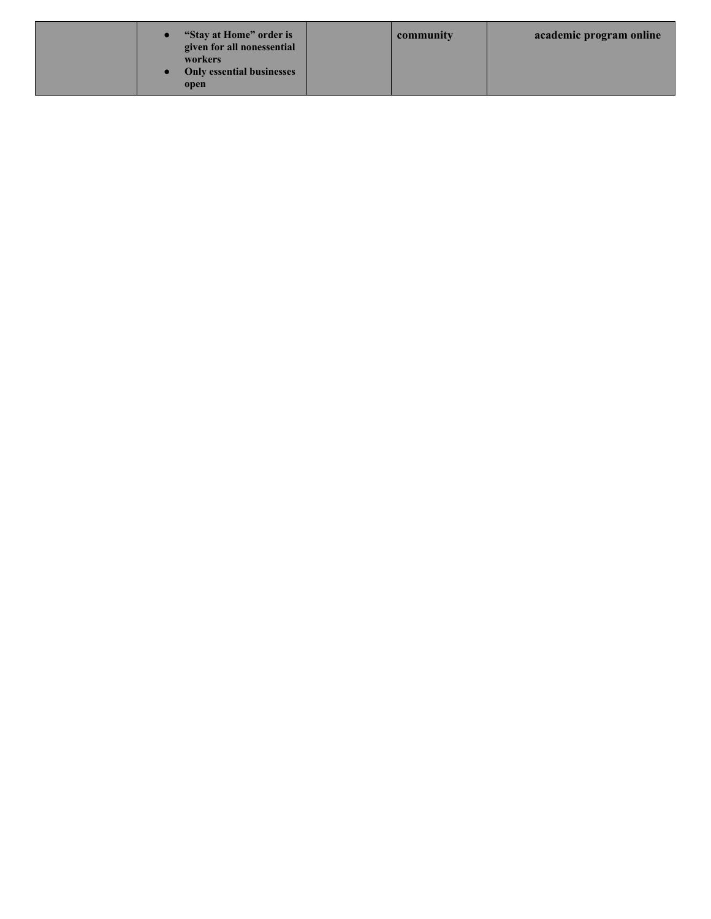| | | | | |
|---|---|---|---|---|
| | <ul><li>**“Stay at Home” order is given for all nonessential workers**</li><li>**Only essential businesses open**</li></ul> | | **community** | **academic program online** |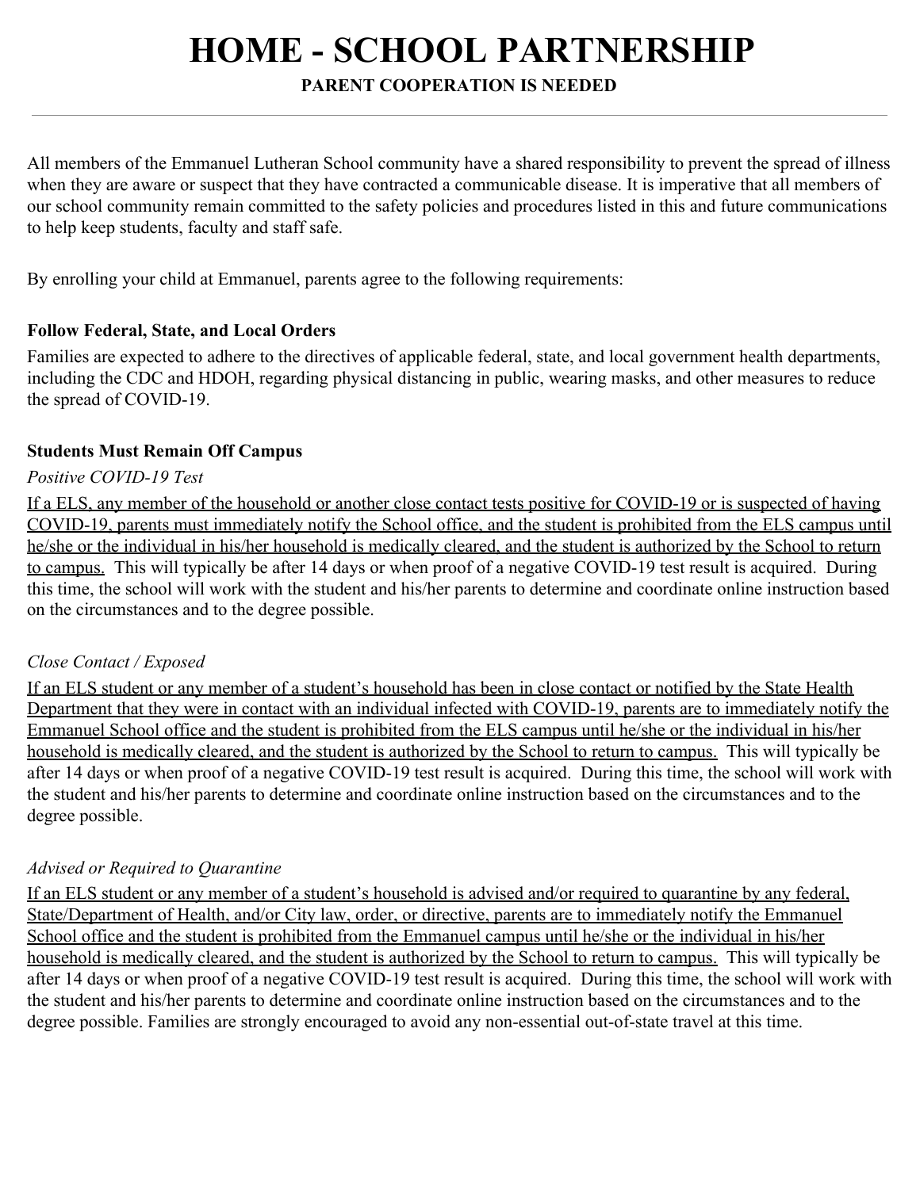# HOME - SCHOOL PARTNERSHIP

**PARENT COOPERATION IS NEEDED**

---

All members of the Emmanuel Lutheran School community have a shared responsibility to prevent the spread of illness when they are aware or suspect that they have contracted a communicable disease. It is imperative that all members of our school community remain committed to the safety policies and procedures listed in this and future communications to help keep students, faculty and staff safe.

By enrolling your child at Emmanuel, parents agree to the following requirements:

**Follow Federal, State, and Local Orders**

Families are expected to adhere to the directives of applicable federal, state, and local government health departments, including the CDC and HDOH, regarding physical distancing in public, wearing masks, and other measures to reduce the spread of COVID-19.

**Students Must Remain Off Campus**

*Positive COVID-19 Test*

<u>If a ELS, any member of the household or another close contact tests positive for COVID-19 or is suspected of having COVID-19, parents must immediately notify the School office, and the student is prohibited from the ELS campus until he/she or the individual in his/her household is medically cleared, and the student is authorized by the School to return to campus.</u> This will typically be after 14 days or when proof of a negative COVID-19 test result is acquired. During this time, the school will work with the student and his/her parents to determine and coordinate online instruction based on the circumstances and to the degree possible.

*Close Contact / Exposed*

<u>If an ELS student or any member of a student's household has been in close contact or notified by the State Health Department that they were in contact with an individual infected with COVID-19, parents are to immediately notify the Emmanuel School office and the student is prohibited from the ELS campus until he/she or the individual in his/her household is medically cleared, and the student is authorized by the School to return to campus.</u> This will typically be after 14 days or when proof of a negative COVID-19 test result is acquired. During this time, the school will work with the student and his/her parents to determine and coordinate online instruction based on the circumstances and to the degree possible.

*Advised or Required to Quarantine*

<u>If an ELS student or any member of a student's household is advised and/or required to quarantine by any federal, State/Department of Health, and/or City law, order, or directive, parents are to immediately notify the Emmanuel School office and the student is prohibited from the Emmanuel campus until he/she or the individual in his/her household is medically cleared, and the student is authorized by the School to return to campus.</u> This will typically be after 14 days or when proof of a negative COVID-19 test result is acquired. During this time, the school will work with the student and his/her parents to determine and coordinate online instruction based on the circumstances and to the degree possible. Families are strongly encouraged to avoid any non-essential out-of-state travel at this time.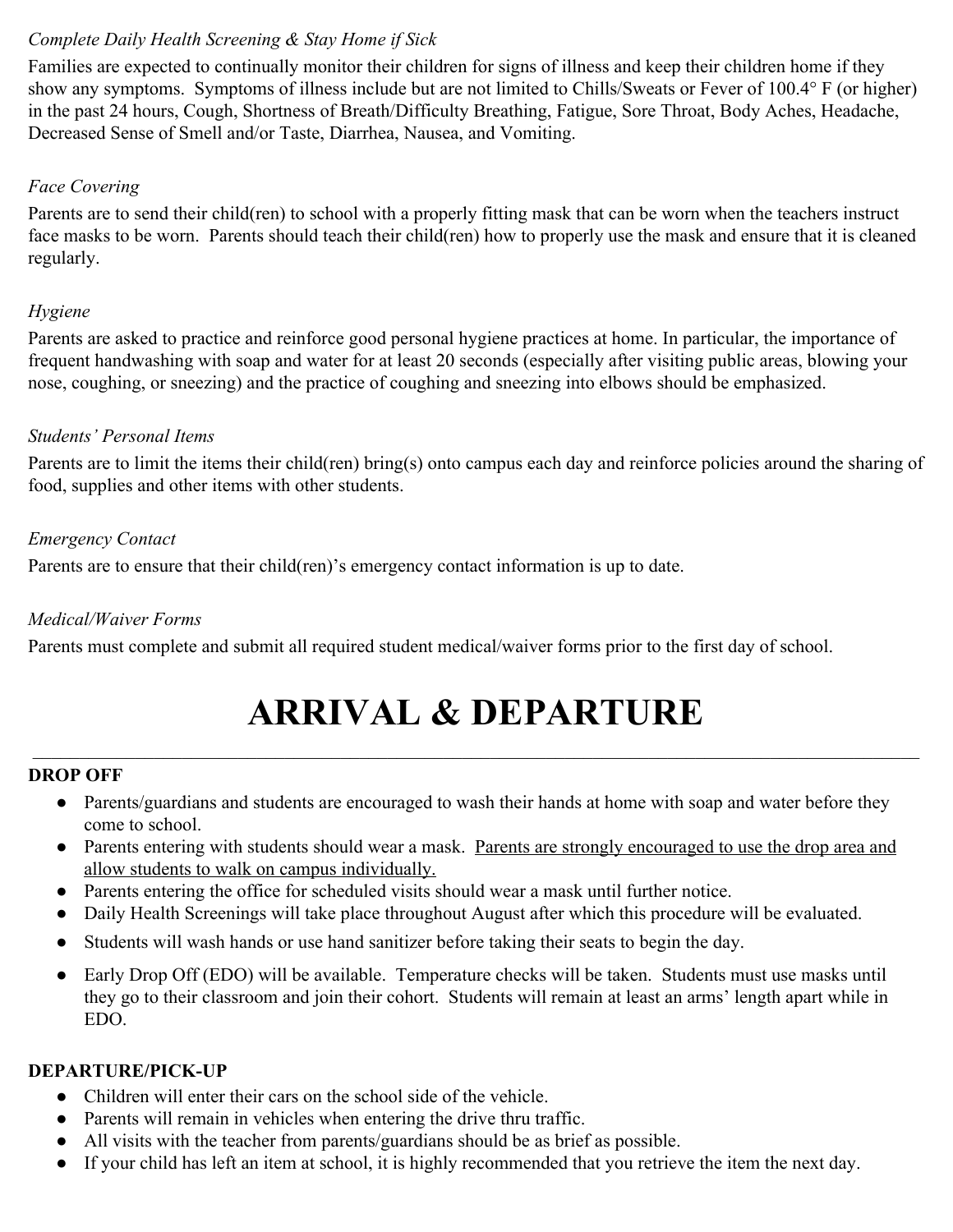*Complete Daily Health Screening & Stay Home if Sick*

Families are expected to continually monitor their children for signs of illness and keep their children home if they show any symptoms. Symptoms of illness include but are not limited to Chills/Sweats or Fever of 100.4° F (or higher) in the past 24 hours, Cough, Shortness of Breath/Difficulty Breathing, Fatigue, Sore Throat, Body Aches, Headache, Decreased Sense of Smell and/or Taste, Diarrhea, Nausea, and Vomiting.

*Face Covering*

Parents are to send their child(ren) to school with a properly fitting mask that can be worn when the teachers instruct face masks to be worn. Parents should teach their child(ren) how to properly use the mask and ensure that it is cleaned regularly.

*Hygiene*

Parents are asked to practice and reinforce good personal hygiene practices at home. In particular, the importance of frequent handwashing with soap and water for at least 20 seconds (especially after visiting public areas, blowing your nose, coughing, or sneezing) and the practice of coughing and sneezing into elbows should be emphasized.

*Students' Personal Items*

Parents are to limit the items their child(ren) bring(s) onto campus each day and reinforce policies around the sharing of food, supplies and other items with other students.

*Emergency Contact*

Parents are to ensure that their child(ren)'s emergency contact information is up to date.

*Medical/Waiver Forms*

Parents must complete and submit all required student medical/waiver forms prior to the first day of school.

# ARRIVAL & DEPARTURE

---

**DROP OFF**

- Parents/guardians and students are encouraged to wash their hands at home with soap and water before they come to school.
- Parents entering with students should wear a mask. <u>Parents are strongly encouraged to use the drop area and allow students to walk on campus individually.</u>
- Parents entering the office for scheduled visits should wear a mask until further notice.
- Daily Health Screenings will take place throughout August after which this procedure will be evaluated.
- Students will wash hands or use hand sanitizer before taking their seats to begin the day.
- Early Drop Off (EDO) will be available. Temperature checks will be taken. Students must use masks until they go to their classroom and join their cohort. Students will remain at least an arms' length apart while in EDO.

**DEPARTURE/PICK-UP**

- Children will enter their cars on the school side of the vehicle.
- Parents will remain in vehicles when entering the drive thru traffic.
- All visits with the teacher from parents/guardians should be as brief as possible.
- If your child has left an item at school, it is highly recommended that you retrieve the item the next day.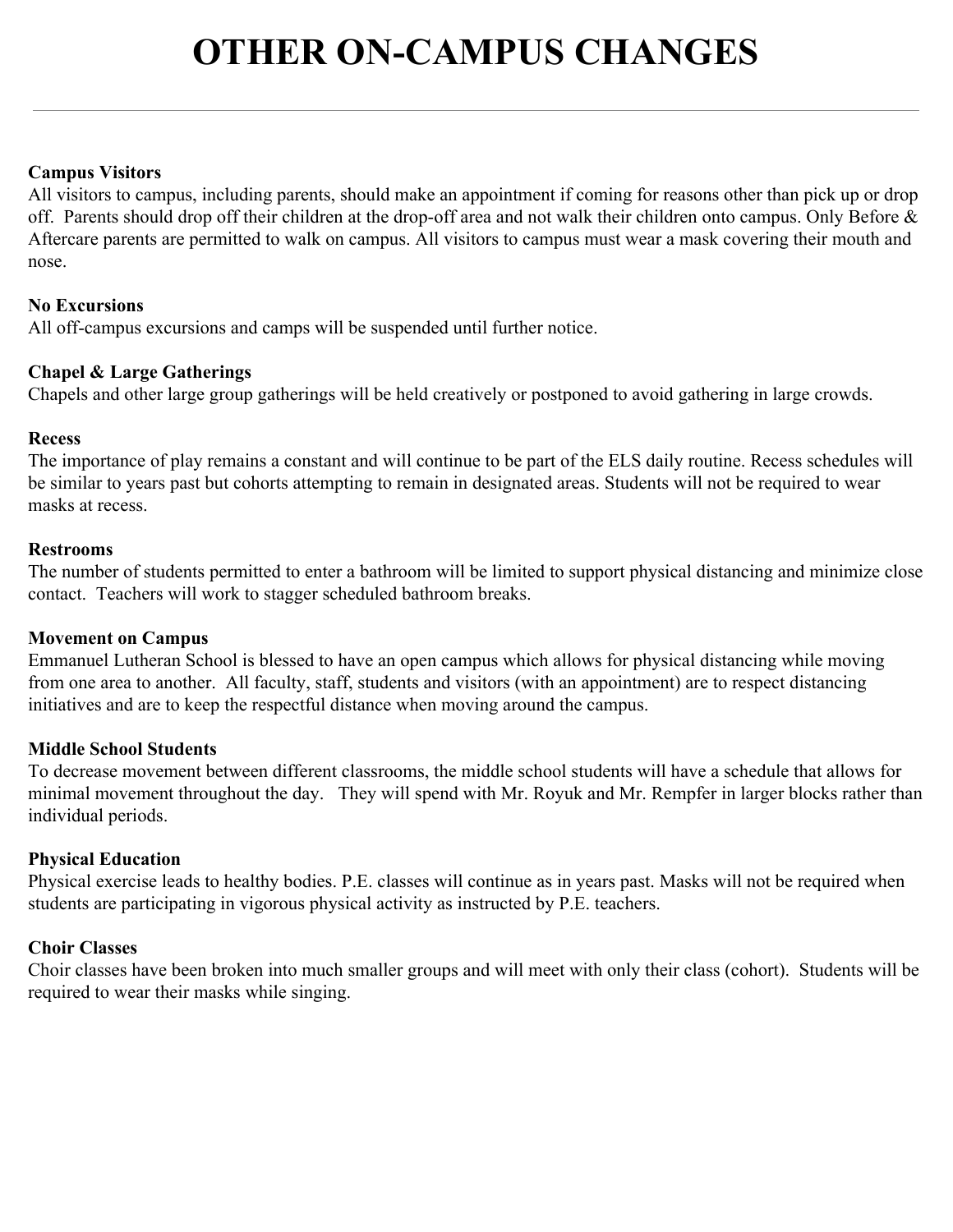# OTHER ON-CAMPUS CHANGES

---

**Campus Visitors**
All visitors to campus, including parents, should make an appointment if coming for reasons other than pick up or drop off. Parents should drop off their children at the drop-off area and not walk their children onto campus. Only Before & Aftercare parents are permitted to walk on campus. All visitors to campus must wear a mask covering their mouth and nose.

**No Excursions**
All off-campus excursions and camps will be suspended until further notice.

**Chapel & Large Gatherings**
Chapels and other large group gatherings will be held creatively or postponed to avoid gathering in large crowds.

**Recess**
The importance of play remains a constant and will continue to be part of the ELS daily routine. Recess schedules will be similar to years past but cohorts attempting to remain in designated areas. Students will not be required to wear masks at recess.

**Restrooms**
The number of students permitted to enter a bathroom will be limited to support physical distancing and minimize close contact. Teachers will work to stagger scheduled bathroom breaks.

**Movement on Campus**
Emmanuel Lutheran School is blessed to have an open campus which allows for physical distancing while moving from one area to another. All faculty, staff, students and visitors (with an appointment) are to respect distancing initiatives and are to keep the respectful distance when moving around the campus.

**Middle School Students**
To decrease movement between different classrooms, the middle school students will have a schedule that allows for minimal movement throughout the day. They will spend with Mr. Royuk and Mr. Rempfer in larger blocks rather than individual periods.

**Physical Education**
Physical exercise leads to healthy bodies. P.E. classes will continue as in years past. Masks will not be required when students are participating in vigorous physical activity as instructed by P.E. teachers.

**Choir Classes**
Choir classes have been broken into much smaller groups and will meet with only their class (cohort). Students will be required to wear their masks while singing.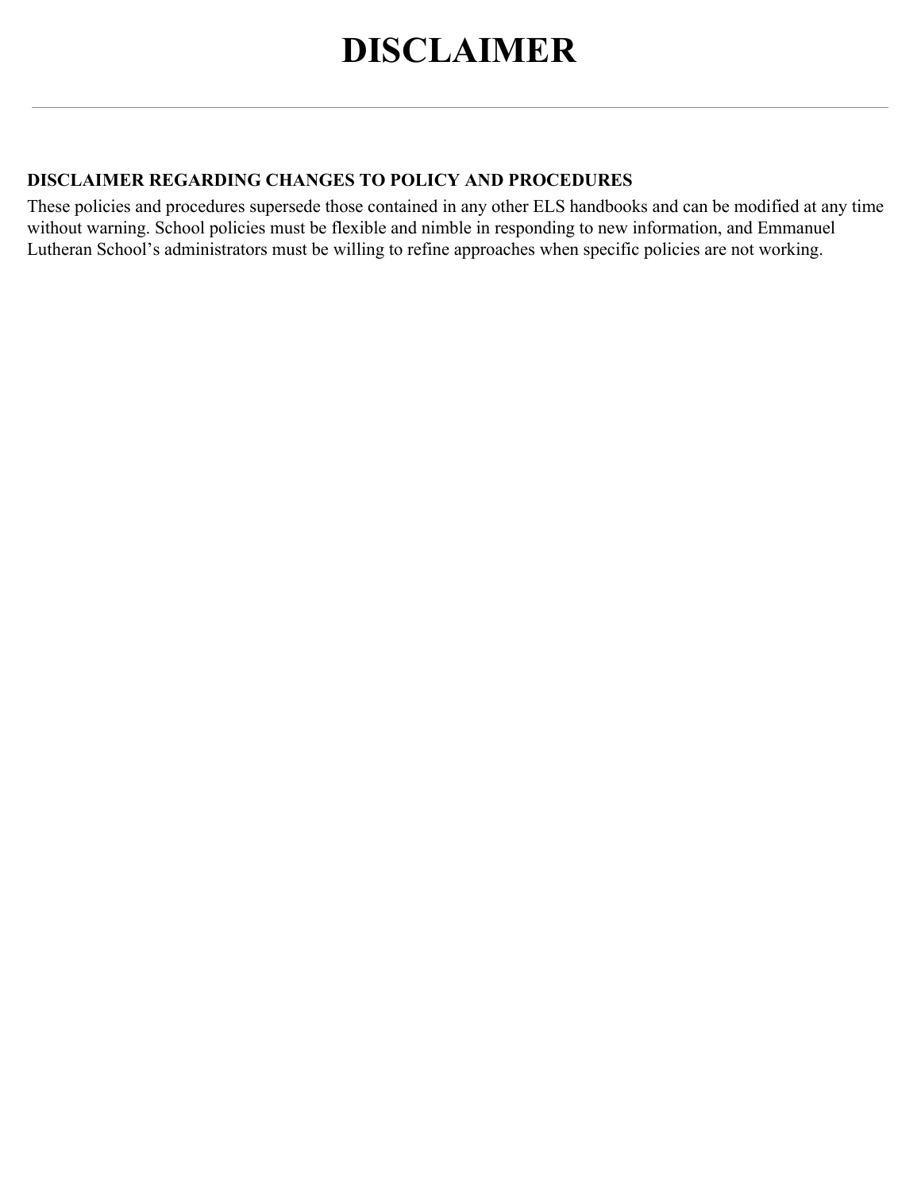# DISCLAIMER

---

### DISCLAIMER REGARDING CHANGES TO POLICY AND PROCEDURES

These policies and procedures supersede those contained in any other ELS handbooks and can be modified at any time without warning. School policies must be flexible and nimble in responding to new information, and Emmanuel Lutheran School's administrators must be willing to refine approaches when specific policies are not working.